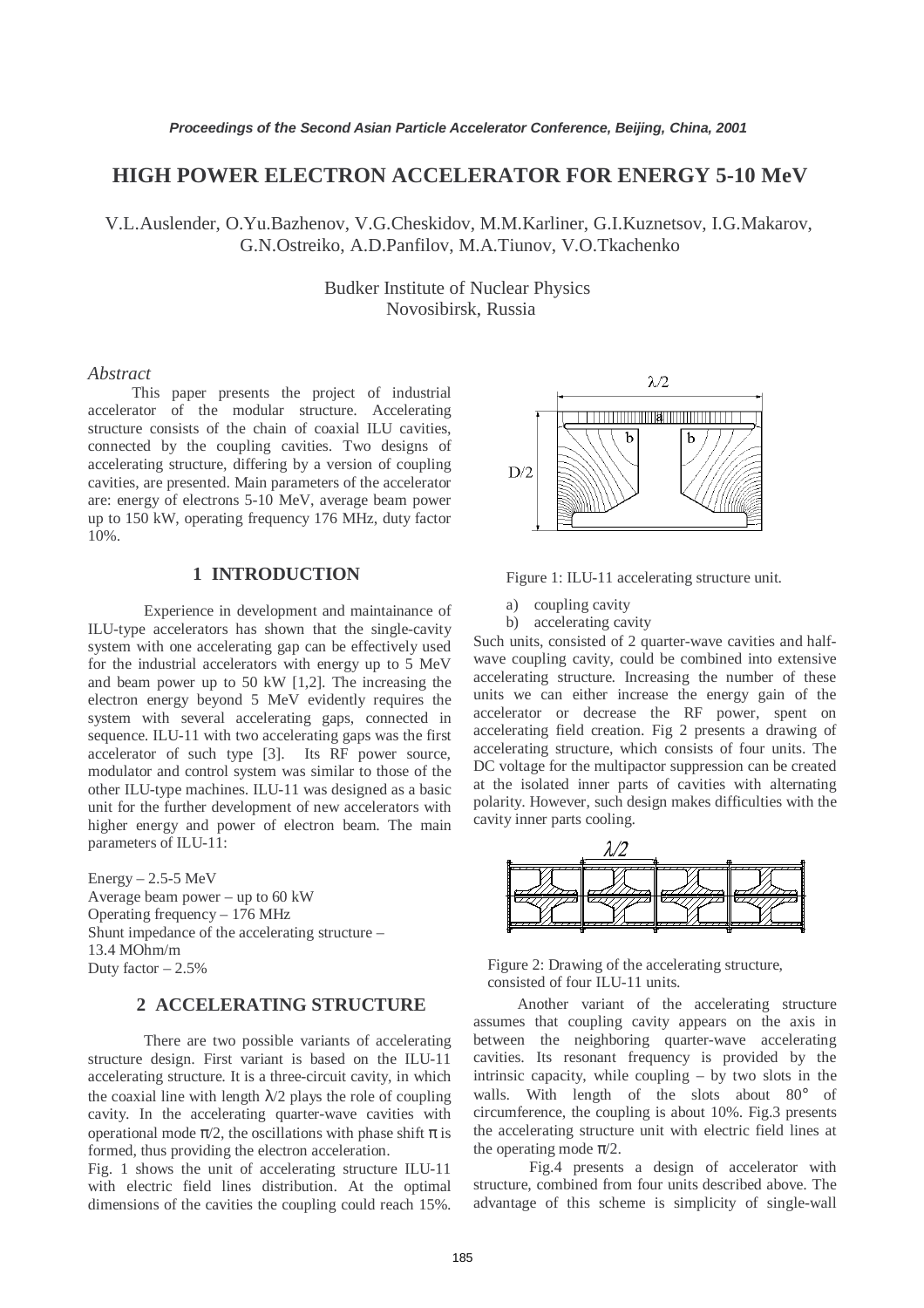# HIGH POWER ELECTRON ACCELERATOR FOR ENERGY 5-10 MeV

V.L.Auslender, O.Yu.Bazhenov, V.G.Cheskidov, M.M.Karliner, G.I.Kuznetsov, I.G.Makarov, G.N.Ostreiko, A.D.Panfilov, M.A.Tiunov, V.O.Tkachenko

Budker Institute of Nuclear Physics
Novosibirsk, Russia

## *Abstract*

This paper presents the project of industrial accelerator of the modular structure. Accelerating structure consists of the chain of coaxial ILU cavities, connected by the coupling cavities. Two designs of accelerating structure, differing by a version of coupling cavities, are presented. Main parameters of the accelerator are: energy of electrons 5-10 MeV, average beam power up to 150 kW, operating frequency 176 MHz, duty factor 10%.

## 1 INTRODUCTION

Experience in development and maintainance of ILU-type accelerators has shown that the single-cavity system with one accelerating gap can be effectively used for the industrial accelerators with energy up to 5 MeV and beam power up to 50 kW [1,2]. The increasing the electron energy beyond 5 MeV evidently requires the system with several accelerating gaps, connected in sequence. ILU-11 with two accelerating gaps was the first accelerator of such type [3]. Its RF power source, modulator and control system was similar to those of the other ILU-type machines. ILU-11 was designed as a basic unit for the further development of new accelerators with higher energy and power of electron beam. The main parameters of ILU-11:

Energy – 2.5-5 MeV
Average beam power – up to 60 kW
Operating frequency – 176 MHz
Shunt impedance of the accelerating structure – 13.4 MOhm/m
Duty factor – 2.5%

## 2 ACCELERATING STRUCTURE

There are two possible variants of accelerating structure design. First variant is based on the ILU-11 accelerating structure. It is a three-circuit cavity, in which the coaxial line with length $\lambda/2$ plays the role of coupling cavity. In the accelerating quarter-wave cavities with operational mode $\pi/2$, the oscillations with phase shift $\pi$ is formed, thus providing the electron acceleration.

Fig. 1 shows the unit of accelerating structure ILU-11 with electric field lines distribution. At the optimal dimensions of the cavities the coupling could reach 15%.

Figure 1: ILU-11 accelerating structure unit.

a) coupling cavity
b) accelerating cavity

Such units, consisted of 2 quarter-wave cavities and half-wave coupling cavity, could be combined into extensive accelerating structure. Increasing the number of these units we can either increase the energy gain of the accelerator or decrease the RF power, spent on accelerating field creation. Fig 2 presents a drawing of accelerating structure, which consists of four units. The DC voltage for the multipactor suppression can be created at the isolated inner parts of cavities with alternating polarity. However, such design makes difficulties with the cavity inner parts cooling.

Figure 2: Drawing of the accelerating structure, consisted of four ILU-11 units.

Another variant of the accelerating structure assumes that coupling cavity appears on the axis in between the neighboring quarter-wave accelerating cavities. Its resonant frequency is provided by the intrinsic capacity, while coupling – by two slots in the walls. With length of the slots about 80° of circumference, the coupling is about 10%. Fig.3 presents the accelerating structure unit with electric field lines at the operating mode $\pi/2$.

Fig.4 presents a design of accelerator with structure, combined from four units described above. The advantage of this scheme is simplicity of single-wall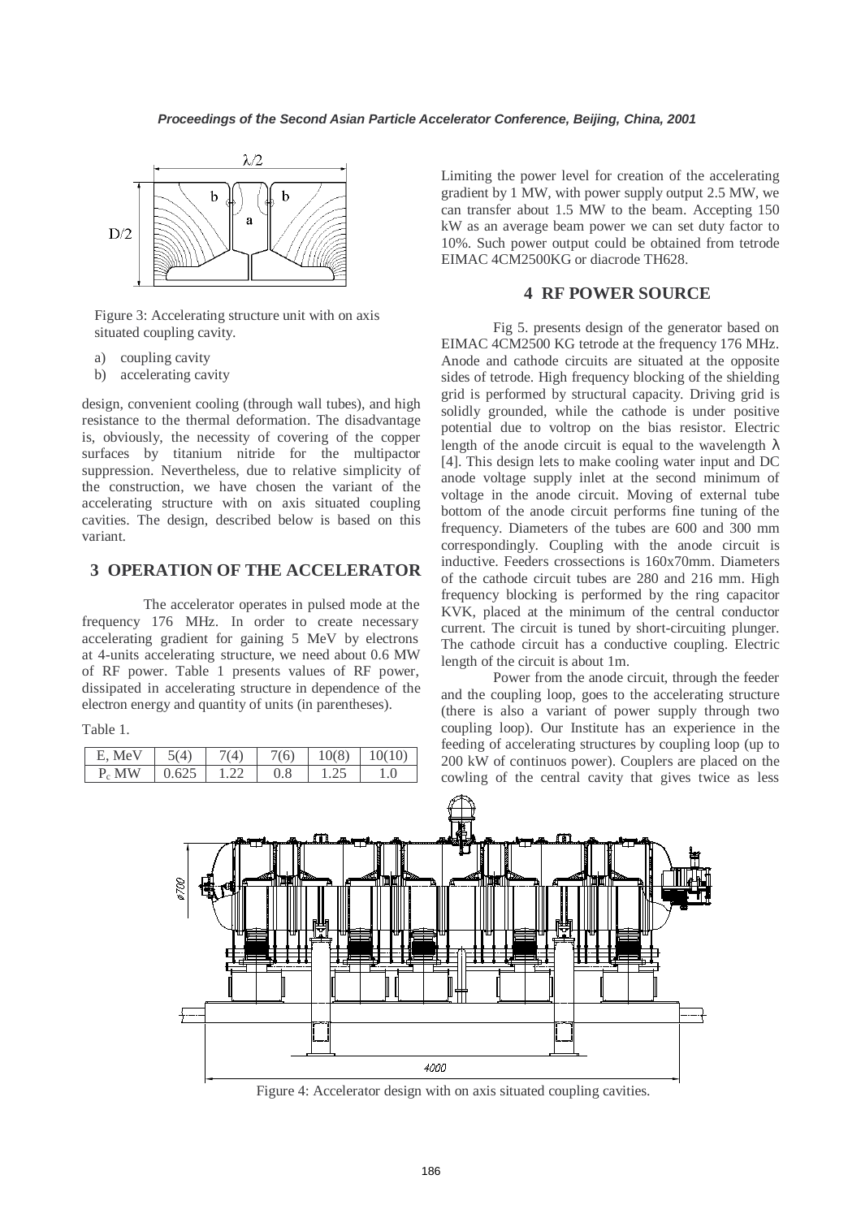Figure 3: Accelerating structure unit with on axis situated coupling cavity.

a) coupling cavity
b) accelerating cavity

design, convenient cooling (through wall tubes), and high resistance to the thermal deformation. The disadvantage is, obviously, the necessity of covering of the copper surfaces by titanium nitride for the multipactor suppression. Nevertheless, due to relative simplicity of the construction, we have chosen the variant of the accelerating structure with on axis situated coupling cavities. The design, described below is based on this variant.

## 3 OPERATION OF THE ACCELERATOR

The accelerator operates in pulsed mode at the frequency 176 MHz. In order to create necessary accelerating gradient for gaining 5 MeV by electrons at 4-units accelerating structure, we need about 0.6 MW of RF power. Table 1 presents values of RF power, dissipated in accelerating structure in dependence of the electron energy and quantity of units (in parentheses).

Table 1.

| E, MeV | 5(4) | 7(4) | 7(6) | 10(8) | 10(10) |
|---|---|---|---|---|---|
| $P_c$ MW | 0.625 | 1.22 | 0.8 | 1.25 | 1.0 |

Limiting the power level for creation of the accelerating gradient by 1 MW, with power supply output 2.5 MW, we can transfer about 1.5 MW to the beam. Accepting 150 kW as an average beam power we can set duty factor to 10%. Such power output could be obtained from tetrode EIMAC 4CM2500KG or diacrode TH628.

## 4 RF POWER SOURCE

Fig 5. presents design of the generator based on EIMAC 4CM2500 KG tetrode at the frequency 176 MHz. Anode and cathode circuits are situated at the opposite sides of tetrode. High frequency blocking of the shielding grid is performed by structural capacity. Driving grid is solidly grounded, while the cathode is under positive potential due to voltrop on the bias resistor. Electric length of the anode circuit is equal to the wavelength $\lambda$ [4]. This design lets to make cooling water input and DC anode voltage supply inlet at the second minimum of voltage in the anode circuit. Moving of external tube bottom of the anode circuit performs fine tuning of the frequency. Diameters of the tubes are 600 and 300 mm correspondingly. Coupling with the anode circuit is inductive. Feeders crossections is 160x70mm. Diameters of the cathode circuit tubes are 280 and 216 mm. High frequency blocking is performed by the ring capacitor KVK, placed at the minimum of the central conductor current. The circuit is tuned by short-circuiting plunger. The cathode circuit has a conductive coupling. Electric length of the circuit is about 1m.

Power from the anode circuit, through the feeder and the coupling loop, goes to the accelerating structure (there is also a variant of power supply through two coupling loop). Our Institute has an experience in the feeding of accelerating structures by coupling loop (up to 200 kW of continuos power). Couplers are placed on the cowling of the central cavity that gives twice as less

Figure 4: Accelerator design with on axis situated coupling cavities.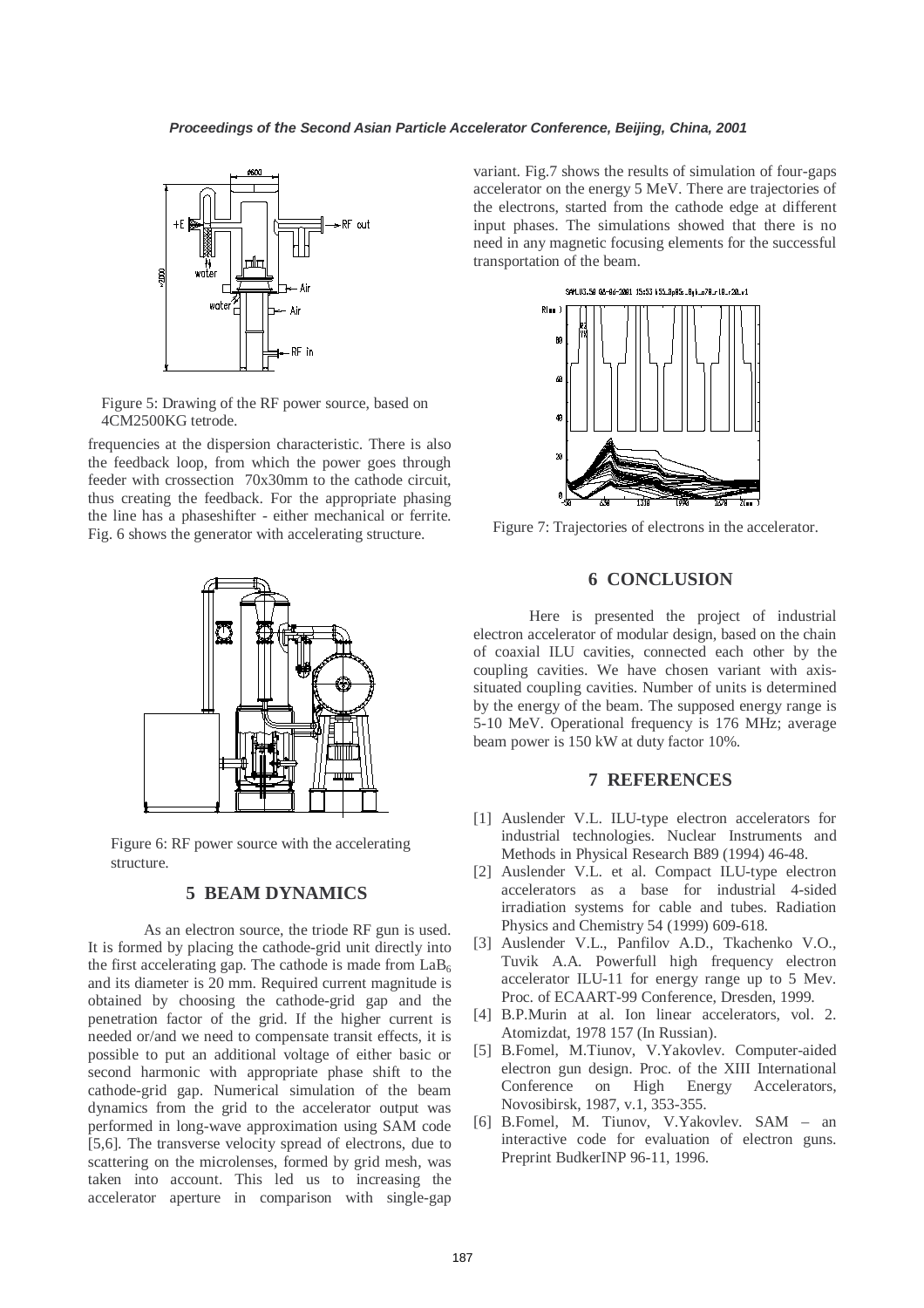Figure 5: Drawing of the RF power source, based on 4CM2500KG tetrode.

frequencies at the dispersion characteristic. There is also the feedback loop, from which the power goes through feeder with crossection 70x30mm to the cathode circuit, thus creating the feedback. For the appropriate phasing the line has a phaseshifter - either mechanical or ferrite. Fig. 6 shows the generator with accelerating structure.

Figure 6: RF power source with the accelerating structure.

## 5 BEAM DYNAMICS

As an electron source, the triode RF gun is used. It is formed by placing the cathode-grid unit directly into the first accelerating gap. The cathode is made from $LaB_6$ and its diameter is 20 mm. Required current magnitude is obtained by choosing the cathode-grid gap and the penetration factor of the grid. If the higher current is needed or/and we need to compensate transit effects, it is possible to put an additional voltage of either basic or second harmonic with appropriate phase shift to the cathode-grid gap. Numerical simulation of the beam dynamics from the grid to the accelerator output was performed in long-wave approximation using SAM code [5,6]. The transverse velocity spread of electrons, due to scattering on the microlenses, formed by grid mesh, was taken into account. This led us to increasing the accelerator aperture in comparison with single-gap variant. Fig.7 shows the results of simulation of four-gaps accelerator on the energy 5 MeV. There are trajectories of the electrons, started from the cathode edge at different input phases. The simulations showed that there is no need in any magnetic focusing elements for the successful transportation of the beam.

Figure 7: Trajectories of electrons in the accelerator.

## 6 CONCLUSION

Here is presented the project of industrial electron accelerator of modular design, based on the chain of coaxial ILU cavities, connected each other by the coupling cavities. We have chosen variant with axis-situated coupling cavities. Number of units is determined by the energy of the beam. The supposed energy range is 5-10 MeV. Operational frequency is 176 MHz; average beam power is 150 kW at duty factor 10%.

## 7 REFERENCES

[1] Auslender V.L. ILU-type electron accelerators for industrial technologies. Nuclear Instruments and Methods in Physical Research B89 (1994) 46-48.

[2] Auslender V.L. et al. Compact ILU-type electron accelerators as a base for industrial 4-sided irradiation systems for cable and tubes. Radiation Physics and Chemistry 54 (1999) 609-618.

[3] Auslender V.L., Panfilov A.D., Tkachenko V.O., Tuvik A.A. Powerfull high frequency electron accelerator ILU-11 for energy range up to 5 Mev. Proc. of ECAART-99 Conference, Dresden, 1999.

[4] B.P.Murin at al. Ion linear accelerators, vol. 2. Atomizdat, 1978 157 (In Russian).

[5] B.Fomel, M.Tiunov, V.Yakovlev. Computer-aided electron gun design. Proc. of the XIII International Conference on High Energy Accelerators, Novosibirsk, 1987, v.1, 353-355.

[6] B.Fomel, M. Tiunov, V.Yakovlev. SAM – an interactive code for evaluation of electron guns. Preprint BudkerINP 96-11, 1996.